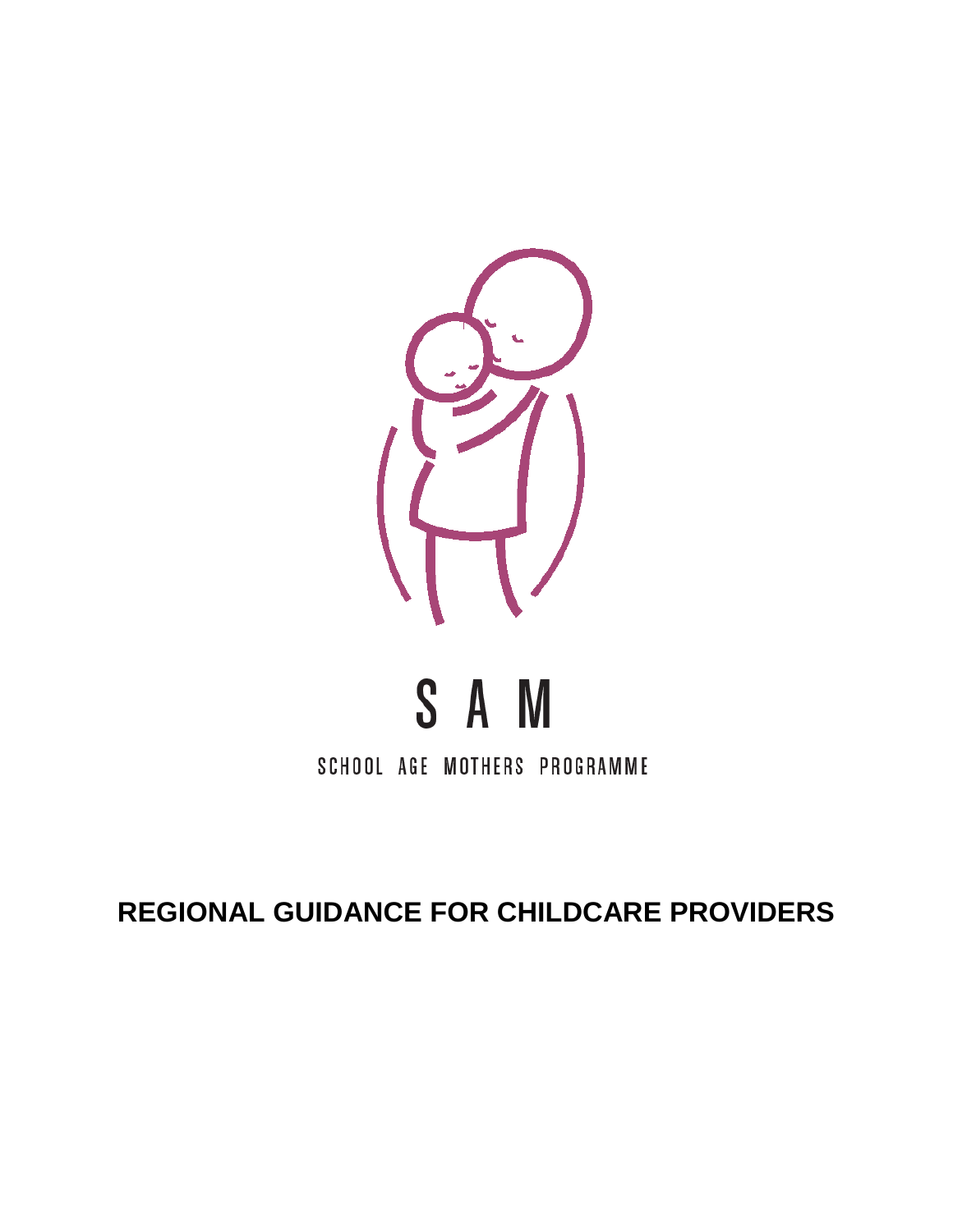S A M

SCHOOL AGE MOTHERS PROGRAMME

# REGIONAL GUIDANCE FOR CHILDCARE PROVIDERS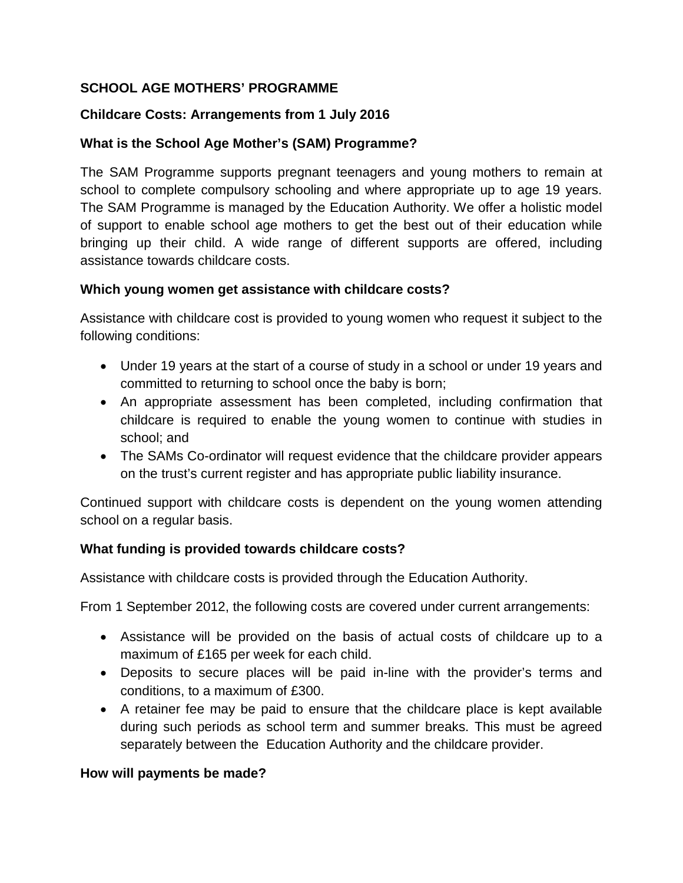**SCHOOL AGE MOTHERS' PROGRAMME**

**Childcare Costs: Arrangements from 1 July 2016**

**What is the School Age Mother's (SAM) Programme?**

The SAM Programme supports pregnant teenagers and young mothers to remain at school to complete compulsory schooling and where appropriate up to age 19 years. The SAM Programme is managed by the Education Authority. We offer a holistic model of support to enable school age mothers to get the best out of their education while bringing up their child. A wide range of different supports are offered, including assistance towards childcare costs.

**Which young women get assistance with childcare costs?**

Assistance with childcare cost is provided to young women who request it subject to the following conditions:

- Under 19 years at the start of a course of study in a school or under 19 years and committed to returning to school once the baby is born;
- An appropriate assessment has been completed, including confirmation that childcare is required to enable the young women to continue with studies in school; and
- The SAMs Co-ordinator will request evidence that the childcare provider appears on the trust's current register and has appropriate public liability insurance.

Continued support with childcare costs is dependent on the young women attending school on a regular basis.

**What funding is provided towards childcare costs?**

Assistance with childcare costs is provided through the Education Authority.

From 1 September 2012, the following costs are covered under current arrangements:

- Assistance will be provided on the basis of actual costs of childcare up to a maximum of £165 per week for each child.
- Deposits to secure places will be paid in-line with the provider's terms and conditions, to a maximum of £300.
- A retainer fee may be paid to ensure that the childcare place is kept available during such periods as school term and summer breaks. This must be agreed separately between the Education Authority and the childcare provider.

**How will payments be made?**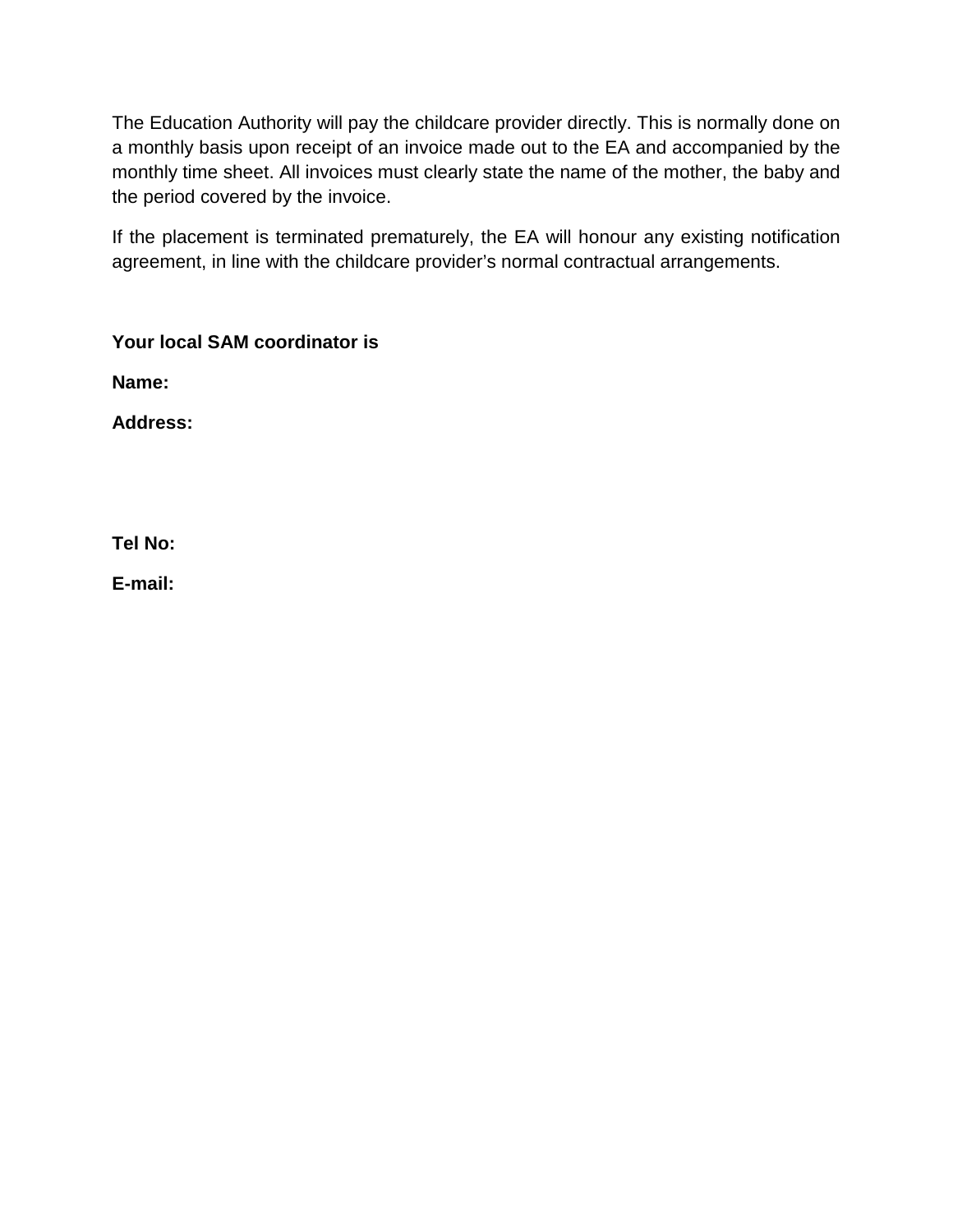The Education Authority will pay the childcare provider directly. This is normally done on a monthly basis upon receipt of an invoice made out to the EA and accompanied by the monthly time sheet. All invoices must clearly state the name of the mother, the baby and the period covered by the invoice.

If the placement is terminated prematurely, the EA will honour any existing notification agreement, in line with the childcare provider's normal contractual arrangements.

**Your local SAM coordinator is**

**Name:**

**Address:**

**Tel No:**

**E-mail:**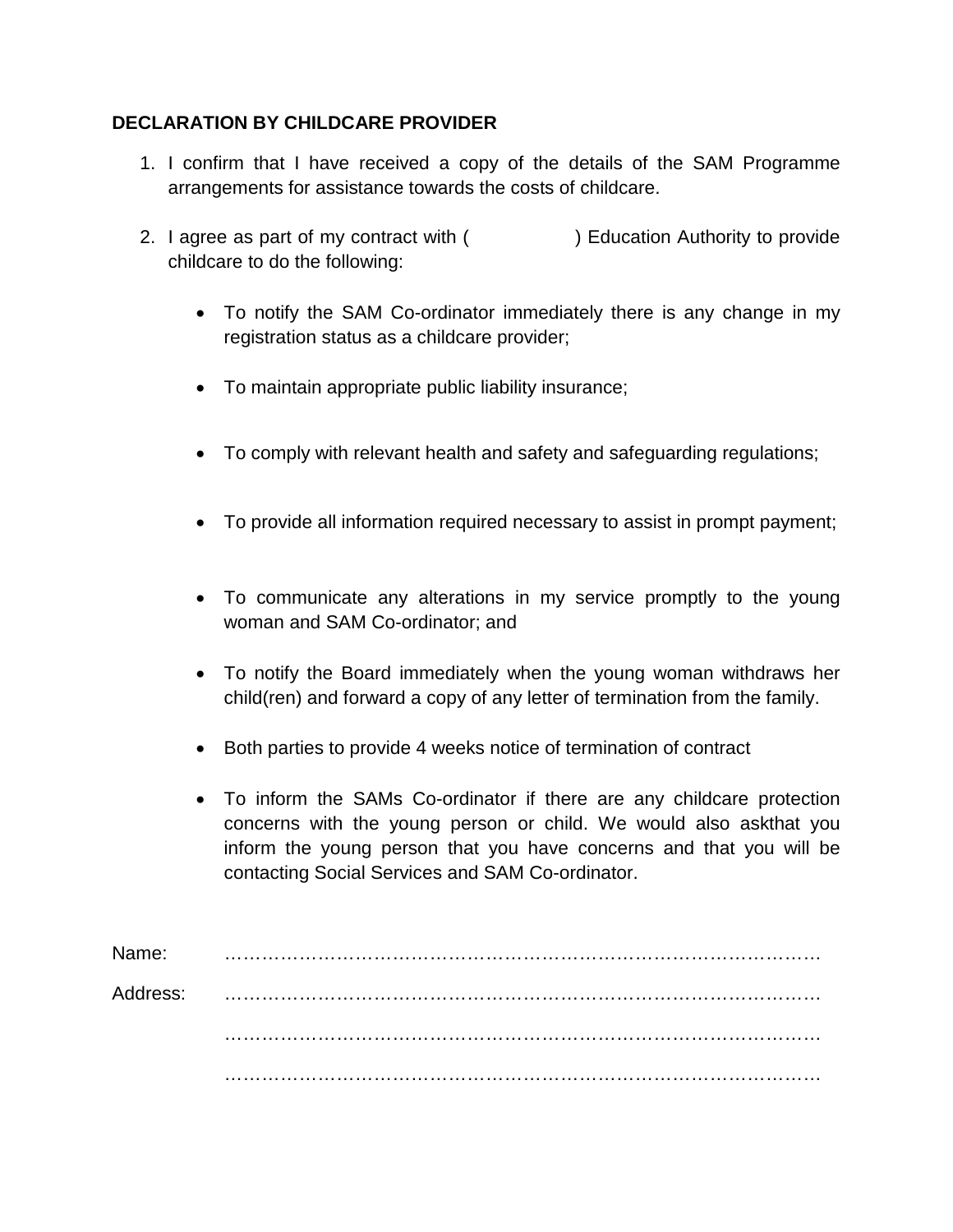**DECLARATION BY CHILDCARE PROVIDER**

1. I confirm that I have received a copy of the details of the SAM Programme arrangements for assistance towards the costs of childcare.

2. I agree as part of my contract with (                ) Education Authority to provide childcare to do the following:

   - To notify the SAM Co-ordinator immediately there is any change in my registration status as a childcare provider;
   - To maintain appropriate public liability insurance;
   - To comply with relevant health and safety and safeguarding regulations;
   - To provide all information required necessary to assist in prompt payment;
   - To communicate any alterations in my service promptly to the young woman and SAM Co-ordinator; and
   - To notify the Board immediately when the young woman withdraws her child(ren) and forward a copy of any letter of termination from the family.
   - Both parties to provide 4 weeks notice of termination of contract
   - To inform the SAMs Co-ordinator if there are any childcare protection concerns with the young person or child. We would also askthat you inform the young person that you have concerns and that you will be contacting Social Services and SAM Co-ordinator.

Name: ……………………………………………………………………………………

Address: ……………………………………………………………………………………

……………………………………………………………………………………

……………………………………………………………………………………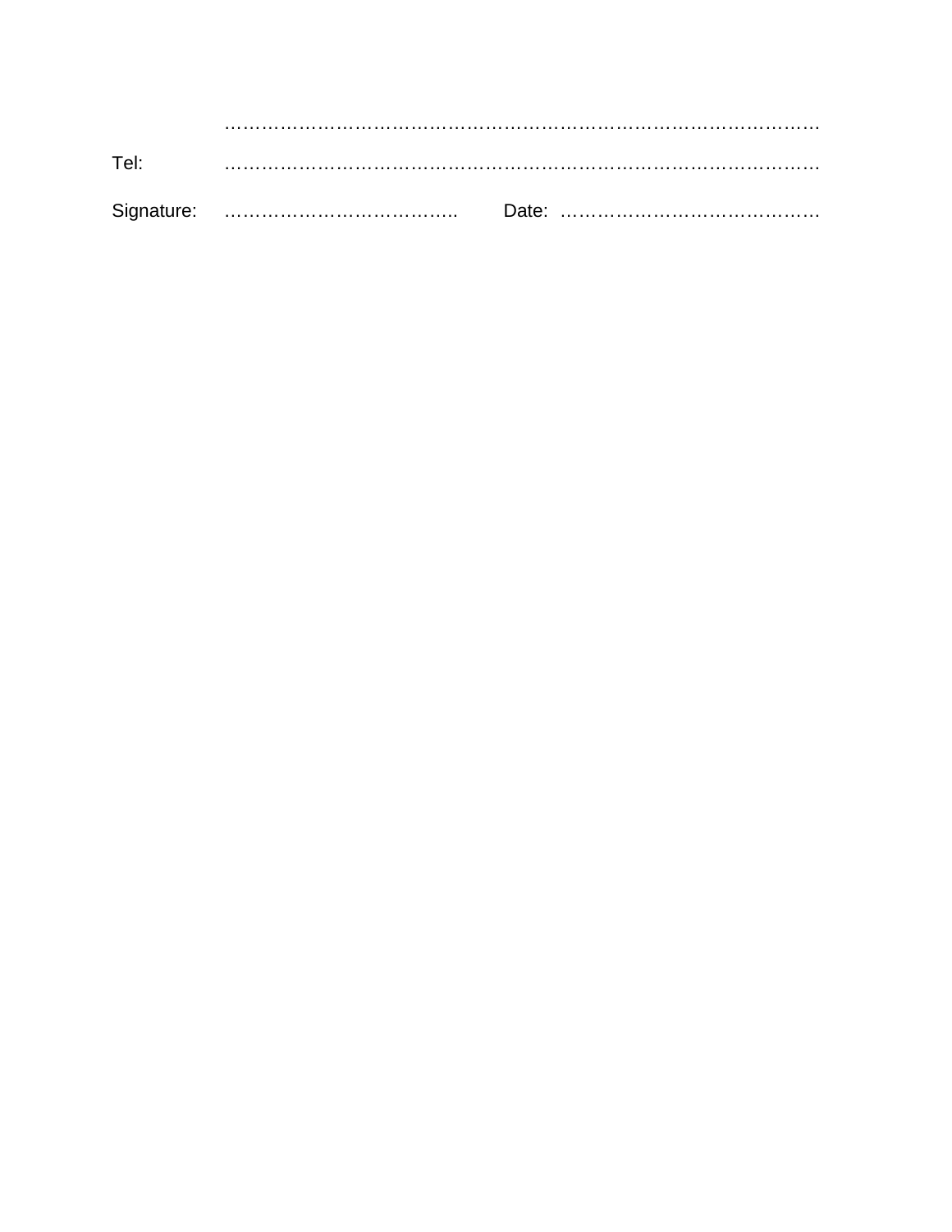……………………………………………………………………………………………

Tel: ……………………………………………………………………………………………

Signature: ……………………………….. Date: ……………………………………